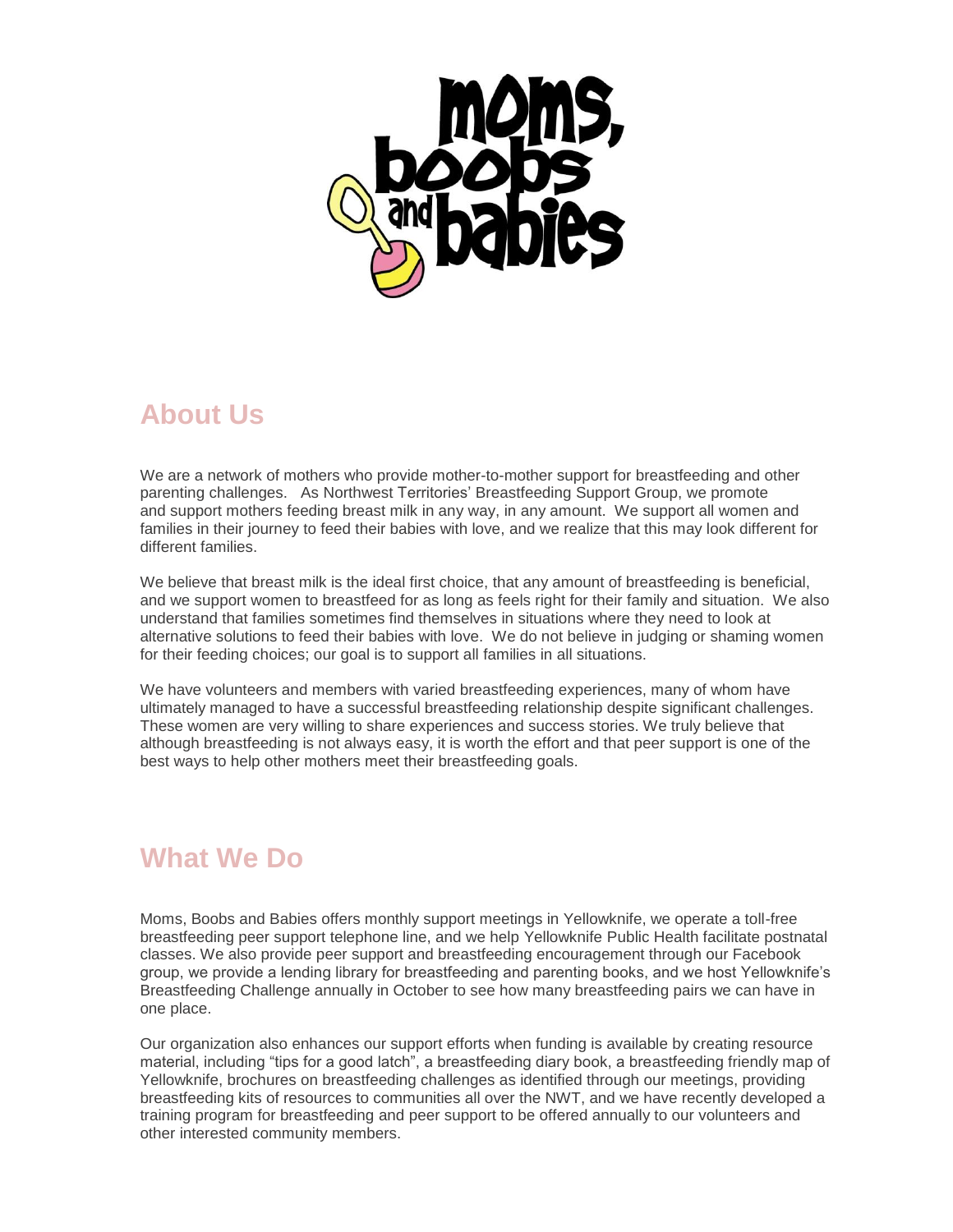## About Us

We are a network of mothers who provide mother-to-mother support for breastfeeding and other parenting challenges. As Northwest Territories' Breastfeeding Support Group, we promote and support mothers feeding breast milk in any way, in any amount. We support all women and families in their journey to feed their babies with love, and we realize that this may look different for different families.

We believe that breast milk is the ideal first choice, that any amount of breastfeeding is beneficial, and we support women to breastfeed for as long as feels right for their family and situation. We also understand that families sometimes find themselves in situations where they need to look at alternative solutions to feed their babies with love. We do not believe in judging or shaming women for their feeding choices; our goal is to support all families in all situations.

We have volunteers and members with varied breastfeeding experiences, many of whom have ultimately managed to have a successful breastfeeding relationship despite significant challenges. These women are very willing to share experiences and success stories. We truly believe that although breastfeeding is not always easy, it is worth the effort and that peer support is one of the best ways to help other mothers meet their breastfeeding goals.

## What We Do

Moms, Boobs and Babies offers monthly support meetings in Yellowknife, we operate a toll-free breastfeeding peer support telephone line, and we help Yellowknife Public Health facilitate postnatal classes. We also provide peer support and breastfeeding encouragement through our Facebook group, we provide a lending library for breastfeeding and parenting books, and we host Yellowknife's Breastfeeding Challenge annually in October to see how many breastfeeding pairs we can have in one place.

Our organization also enhances our support efforts when funding is available by creating resource material, including "tips for a good latch", a breastfeeding diary book, a breastfeeding friendly map of Yellowknife, brochures on breastfeeding challenges as identified through our meetings, providing breastfeeding kits of resources to communities all over the NWT, and we have recently developed a training program for breastfeeding and peer support to be offered annually to our volunteers and other interested community members.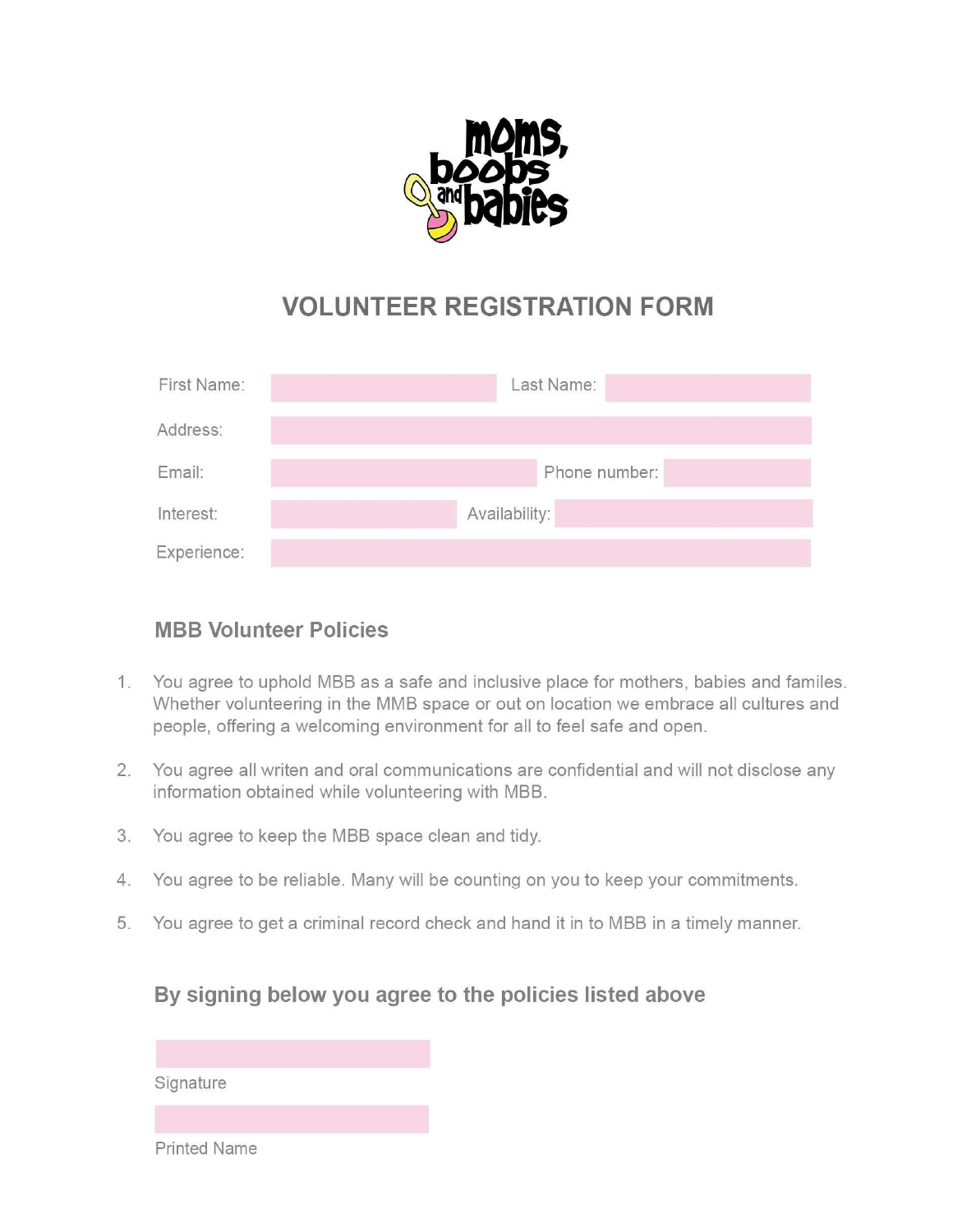# VOLUNTEER REGISTRATION FORM

| | | | |
|---|---|---|---|
| First Name: | | Last Name: | |
| Address: | | | |
| Email: | | Phone number: | |
| Interest: | | Availability: | |
| Experience: | | | |

## MBB Volunteer Policies

1. You agree to uphold MBB as a safe and inclusive place for mothers, babies and familes. Whether volunteering in the MMB space or out on location we embrace all cultures and people, offering a welcoming environment for all to feel safe and open.

2. You agree all writen and oral communications are confidential and will not disclose any information obtained while volunteering with MBB.

3. You agree to keep the MBB space clean and tidy.

4. You agree to be reliable. Many will be counting on you to keep your commitments.

5. You agree to get a criminal record check and hand it in to MBB in a timely manner.

## By signing below you agree to the policies listed above

Signature

Printed Name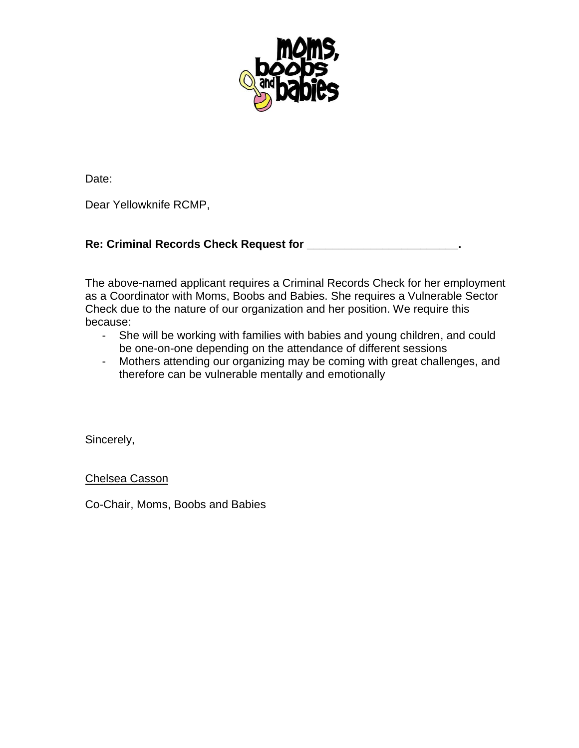Date:

Dear Yellowknife RCMP,

**Re: Criminal Records Check Request for ________________________.**

The above-named applicant requires a Criminal Records Check for her employment as a Coordinator with Moms, Boobs and Babies. She requires a Vulnerable Sector Check due to the nature of our organization and her position. We require this because:

- She will be working with families with babies and young children, and could be one-on-one depending on the attendance of different sessions
- Mothers attending our organizing may be coming with great challenges, and therefore can be vulnerable mentally and emotionally

Sincerely,

Chelsea Casson

Co-Chair, Moms, Boobs and Babies